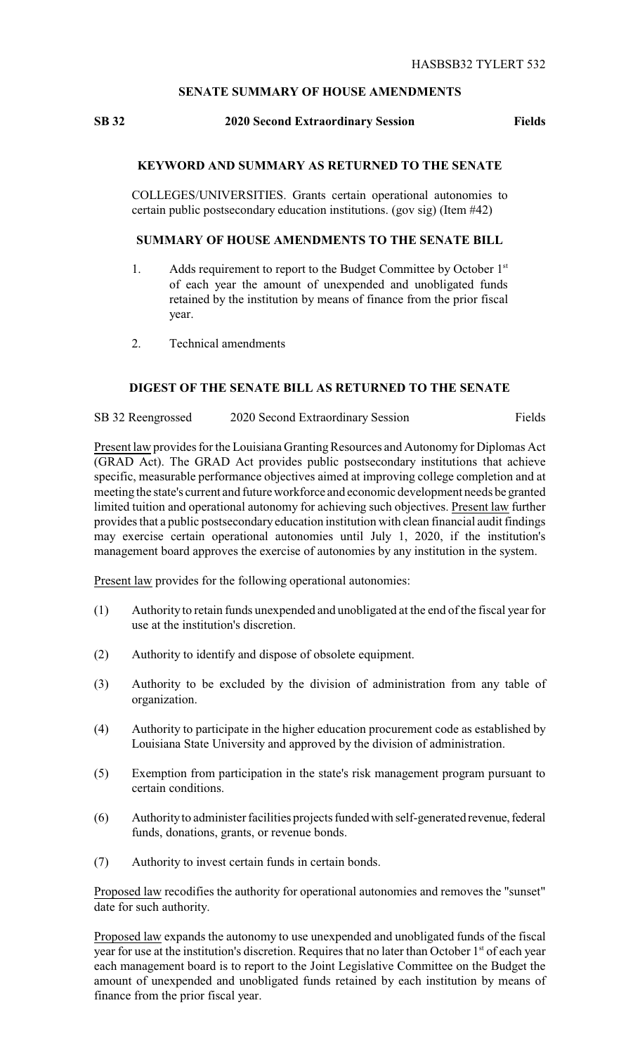HASBSB32 TYLERT 532

## SENATE SUMMARY OF HOUSE AMENDMENTS

**SB 32 2020 Second Extraordinary Session Fields**

### KEYWORD AND SUMMARY AS RETURNED TO THE SENATE

COLLEGES/UNIVERSITIES. Grants certain operational autonomies to certain public postsecondary education institutions. (gov sig) (Item #42)

### SUMMARY OF HOUSE AMENDMENTS TO THE SENATE BILL

1. Adds requirement to report to the Budget Committee by October 1st of each year the amount of unexpended and unobligated funds retained by the institution by means of finance from the prior fiscal year.

2. Technical amendments

### DIGEST OF THE SENATE BILL AS RETURNED TO THE SENATE

SB 32 Reengrossed 2020 Second Extraordinary Session Fields

Present law provides for the Louisiana Granting Resources and Autonomy for Diplomas Act (GRAD Act). The GRAD Act provides public postsecondary institutions that achieve specific, measurable performance objectives aimed at improving college completion and at meeting the state's current and future workforce and economic development needs be granted limited tuition and operational autonomy for achieving such objectives. Present law further provides that a public postsecondary education institution with clean financial audit findings may exercise certain operational autonomies until July 1, 2020, if the institution's management board approves the exercise of autonomies by any institution in the system.

Present law provides for the following operational autonomies:

(1) Authority to retain funds unexpended and unobligated at the end of the fiscal year for use at the institution's discretion.

(2) Authority to identify and dispose of obsolete equipment.

(3) Authority to be excluded by the division of administration from any table of organization.

(4) Authority to participate in the higher education procurement code as established by Louisiana State University and approved by the division of administration.

(5) Exemption from participation in the state's risk management program pursuant to certain conditions.

(6) Authority to administer facilities projects funded with self-generated revenue, federal funds, donations, grants, or revenue bonds.

(7) Authority to invest certain funds in certain bonds.

Proposed law recodifies the authority for operational autonomies and removes the "sunset" date for such authority.

Proposed law expands the autonomy to use unexpended and unobligated funds of the fiscal year for use at the institution's discretion. Requires that no later than October 1st of each year each management board is to report to the Joint Legislative Committee on the Budget the amount of unexpended and unobligated funds retained by each institution by means of finance from the prior fiscal year.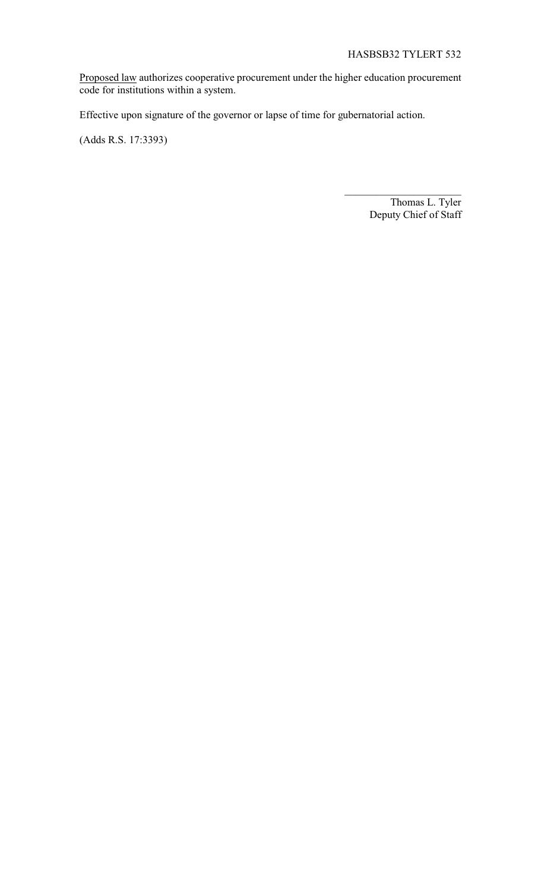Proposed law authorizes cooperative procurement under the higher education procurement code for institutions within a system.

Effective upon signature of the governor or lapse of time for gubernatorial action.

(Adds R.S. 17:3393)

Thomas L. Tyler
Deputy Chief of Staff